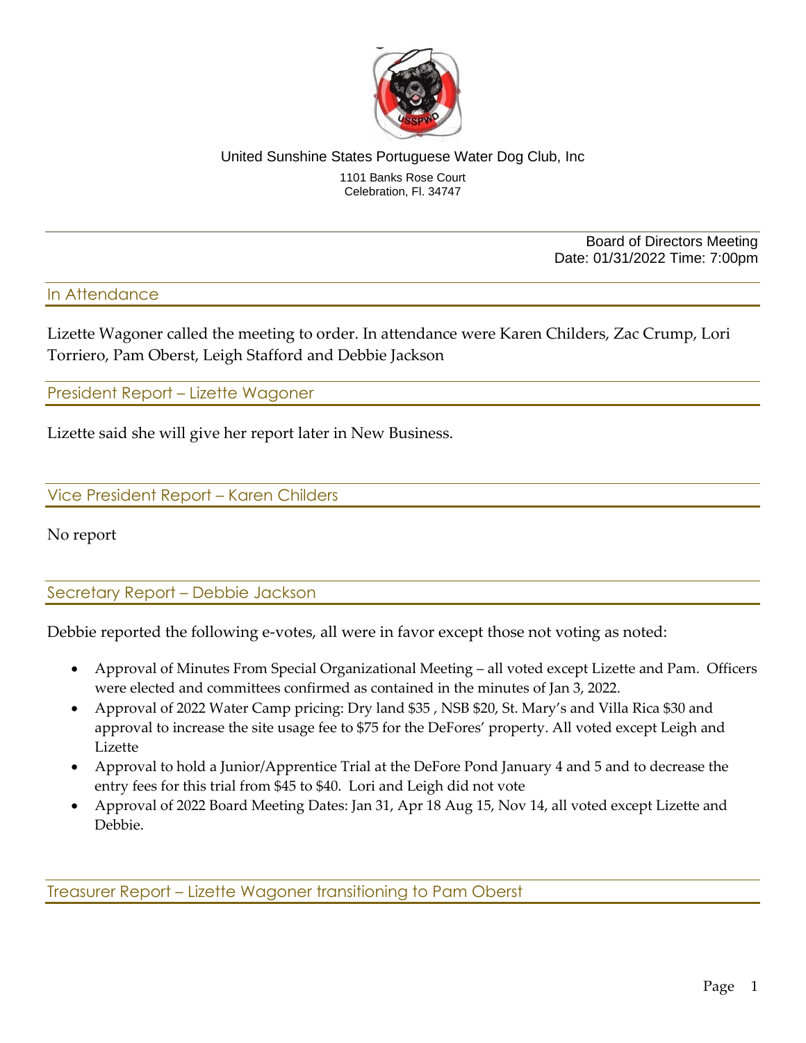United Sunshine States Portuguese Water Dog Club, Inc

1101 Banks Rose Court
Celebration, Fl. 34747

Board of Directors Meeting
Date: 01/31/2022 Time: 7:00pm

## In Attendance

Lizette Wagoner called the meeting to order. In attendance were Karen Childers, Zac Crump, Lori Torriero, Pam Oberst, Leigh Stafford and Debbie Jackson

## President Report – Lizette Wagoner

Lizette said she will give her report later in New Business.

## Vice President Report – Karen Childers

No report

## Secretary Report – Debbie Jackson

Debbie reported the following e-votes, all were in favor except those not voting as noted:

- Approval of Minutes From Special Organizational Meeting – all voted except Lizette and Pam. Officers were elected and committees confirmed as contained in the minutes of Jan 3, 2022.
- Approval of 2022 Water Camp pricing: Dry land $35 , NSB $20, St. Mary's and Villa Rica $30 and approval to increase the site usage fee to $75 for the DeFores' property. All voted except Leigh and Lizette
- Approval to hold a Junior/Apprentice Trial at the DeFore Pond January 4 and 5 and to decrease the entry fees for this trial from $45 to $40. Lori and Leigh did not vote
- Approval of 2022 Board Meeting Dates: Jan 31, Apr 18 Aug 15, Nov 14, all voted except Lizette and Debbie.

## Treasurer Report – Lizette Wagoner transitioning to Pam Oberst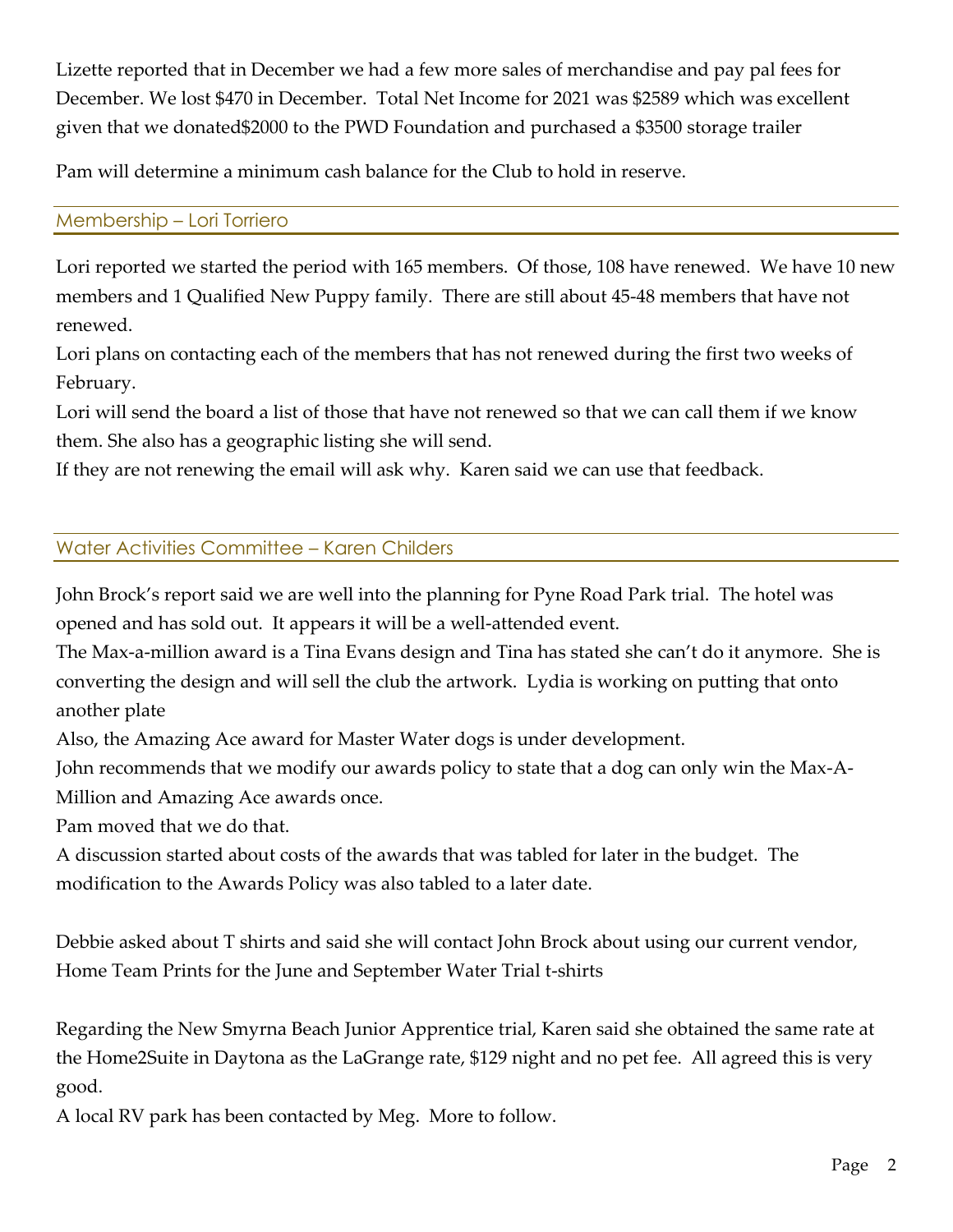Lizette reported that in December we had a few more sales of merchandise and pay pal fees for December. We lost $470 in December. Total Net Income for 2021 was $2589 which was excellent given that we donated$2000 to the PWD Foundation and purchased a $3500 storage trailer

Pam will determine a minimum cash balance for the Club to hold in reserve.

## Membership – Lori Torriero

Lori reported we started the period with 165 members. Of those, 108 have renewed. We have 10 new members and 1 Qualified New Puppy family. There are still about 45-48 members that have not renewed.

Lori plans on contacting each of the members that has not renewed during the first two weeks of February.

Lori will send the board a list of those that have not renewed so that we can call them if we know them. She also has a geographic listing she will send.

If they are not renewing the email will ask why. Karen said we can use that feedback.

## Water Activities Committee – Karen Childers

John Brock's report said we are well into the planning for Pyne Road Park trial. The hotel was opened and has sold out. It appears it will be a well-attended event.

The Max-a-million award is a Tina Evans design and Tina has stated she can't do it anymore. She is converting the design and will sell the club the artwork. Lydia is working on putting that onto another plate

Also, the Amazing Ace award for Master Water dogs is under development.

John recommends that we modify our awards policy to state that a dog can only win the Max-A-Million and Amazing Ace awards once.

Pam moved that we do that.

A discussion started about costs of the awards that was tabled for later in the budget. The modification to the Awards Policy was also tabled to a later date.

Debbie asked about T shirts and said she will contact John Brock about using our current vendor, Home Team Prints for the June and September Water Trial t-shirts

Regarding the New Smyrna Beach Junior Apprentice trial, Karen said she obtained the same rate at the Home2Suite in Daytona as the LaGrange rate, $129 night and no pet fee. All agreed this is very good.

A local RV park has been contacted by Meg. More to follow.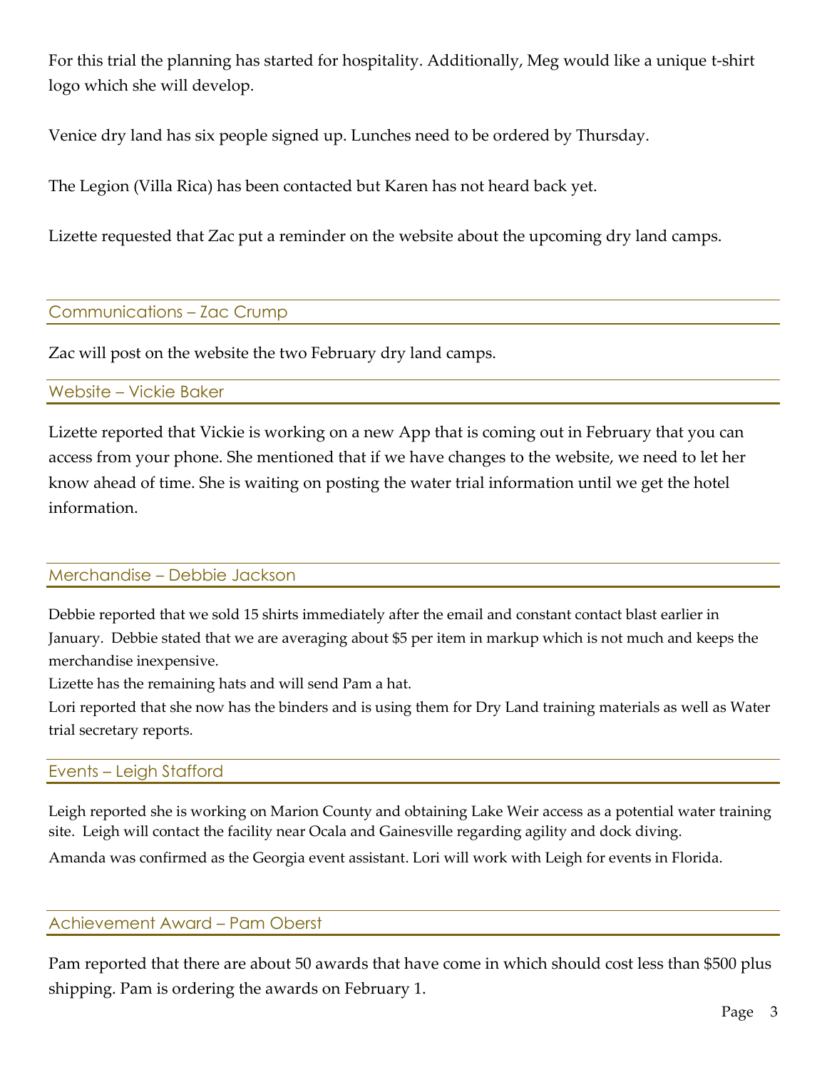For this trial the planning has started for hospitality. Additionally, Meg would like a unique t-shirt logo which she will develop.

Venice dry land has six people signed up. Lunches need to be ordered by Thursday.

The Legion (Villa Rica) has been contacted but Karen has not heard back yet.

Lizette requested that Zac put a reminder on the website about the upcoming dry land camps.

## Communications – Zac Crump

Zac will post on the website the two February dry land camps.

## Website – Vickie Baker

Lizette reported that Vickie is working on a new App that is coming out in February that you can access from your phone. She mentioned that if we have changes to the website, we need to let her know ahead of time. She is waiting on posting the water trial information until we get the hotel information.

## Merchandise – Debbie Jackson

Debbie reported that we sold 15 shirts immediately after the email and constant contact blast earlier in January. Debbie stated that we are averaging about $5 per item in markup which is not much and keeps the merchandise inexpensive.

Lizette has the remaining hats and will send Pam a hat.

Lori reported that she now has the binders and is using them for Dry Land training materials as well as Water trial secretary reports.

## Events – Leigh Stafford

Leigh reported she is working on Marion County and obtaining Lake Weir access as a potential water training site. Leigh will contact the facility near Ocala and Gainesville regarding agility and dock diving.

Amanda was confirmed as the Georgia event assistant. Lori will work with Leigh for events in Florida.

## Achievement Award – Pam Oberst

Pam reported that there are about 50 awards that have come in which should cost less than $500 plus shipping. Pam is ordering the awards on February 1.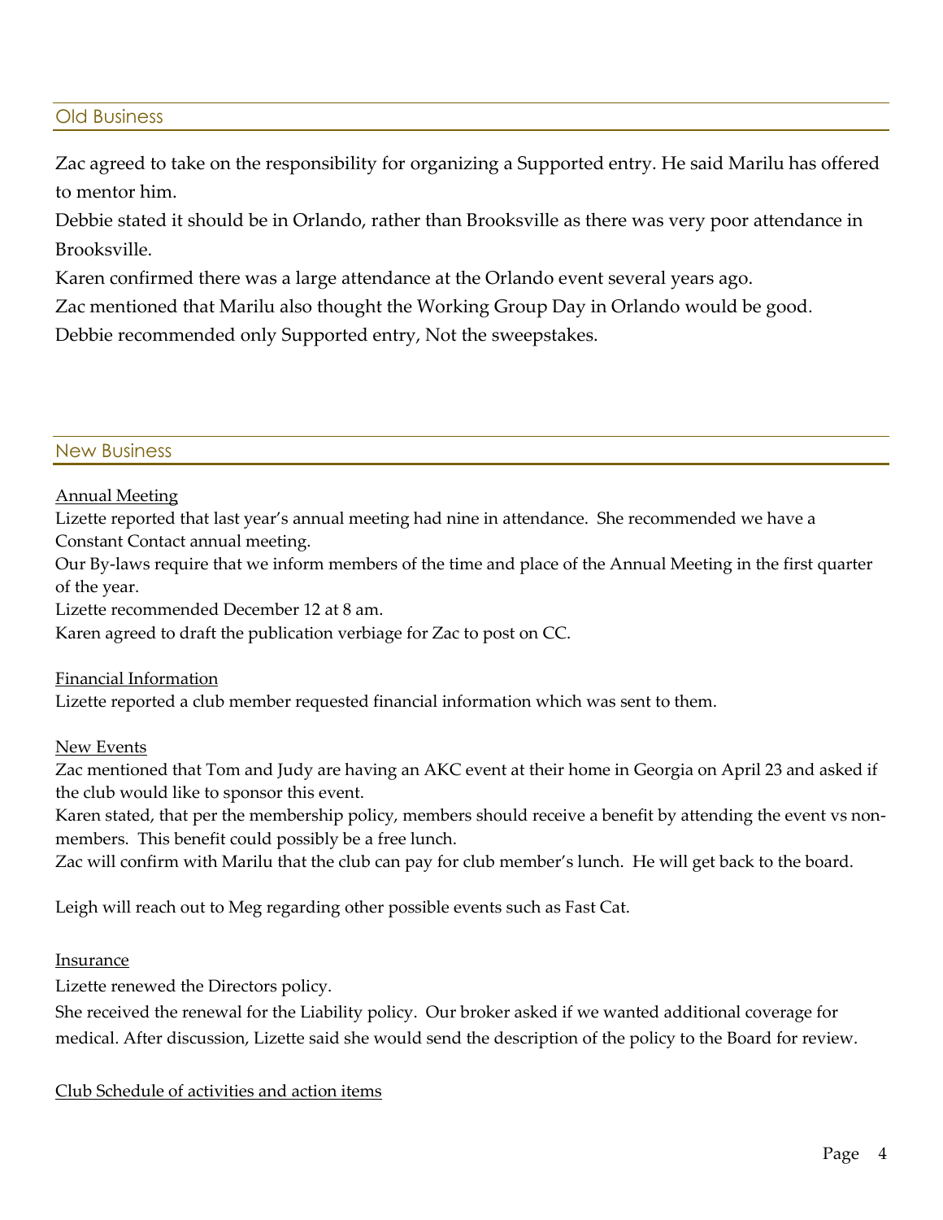## Old Business

Zac agreed to take on the responsibility for organizing a Supported entry. He said Marilu has offered to mentor him.

Debbie stated it should be in Orlando, rather than Brooksville as there was very poor attendance in Brooksville.

Karen confirmed there was a large attendance at the Orlando event several years ago.

Zac mentioned that Marilu also thought the Working Group Day in Orlando would be good.

Debbie recommended only Supported entry, Not the sweepstakes.

## New Business

<u>Annual Meeting</u>

Lizette reported that last year's annual meeting had nine in attendance. She recommended we have a Constant Contact annual meeting.

Our By-laws require that we inform members of the time and place of the Annual Meeting in the first quarter of the year.

Lizette recommended December 12 at 8 am.

Karen agreed to draft the publication verbiage for Zac to post on CC.

<u>Financial Information</u>

Lizette reported a club member requested financial information which was sent to them.

<u>New Events</u>

Zac mentioned that Tom and Judy are having an AKC event at their home in Georgia on April 23 and asked if the club would like to sponsor this event.

Karen stated, that per the membership policy, members should receive a benefit by attending the event vs non-members. This benefit could possibly be a free lunch.

Zac will confirm with Marilu that the club can pay for club member's lunch. He will get back to the board.

Leigh will reach out to Meg regarding other possible events such as Fast Cat.

<u>Insurance</u>

Lizette renewed the Directors policy.

She received the renewal for the Liability policy. Our broker asked if we wanted additional coverage for medical. After discussion, Lizette said she would send the description of the policy to the Board for review.

<u>Club Schedule of activities and action items</u>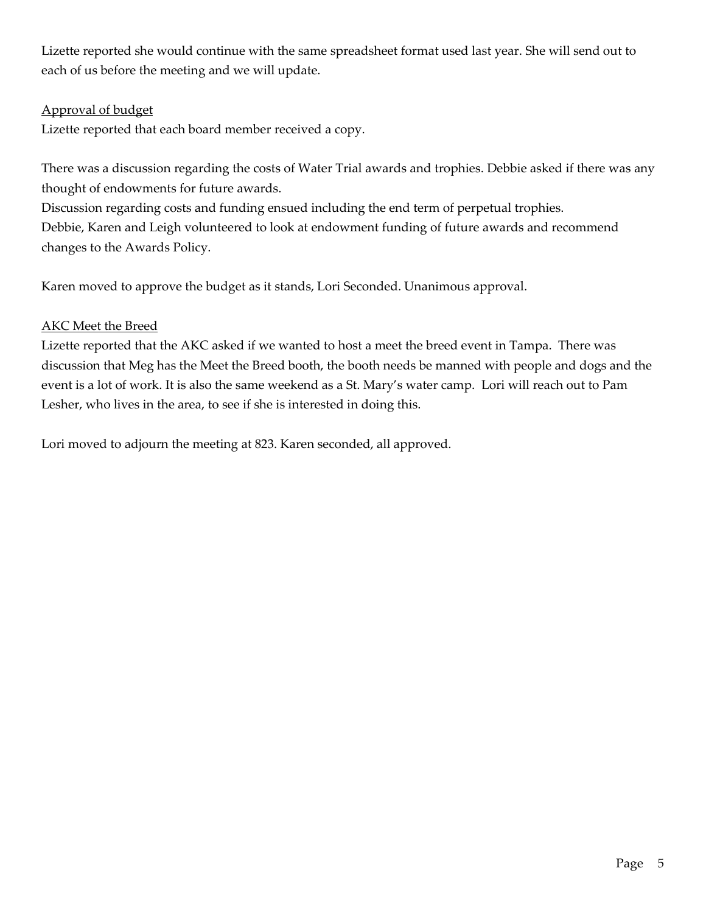Lizette reported she would continue with the same spreadsheet format used last year. She will send out to each of us before the meeting and we will update.

<u>Approval of budget</u>

Lizette reported that each board member received a copy.

There was a discussion regarding the costs of Water Trial awards and trophies. Debbie asked if there was any thought of endowments for future awards.
Discussion regarding costs and funding ensued including the end term of perpetual trophies.
Debbie, Karen and Leigh volunteered to look at endowment funding of future awards and recommend changes to the Awards Policy.

Karen moved to approve the budget as it stands, Lori Seconded. Unanimous approval.

<u>AKC Meet the Breed</u>

Lizette reported that the AKC asked if we wanted to host a meet the breed event in Tampa. There was discussion that Meg has the Meet the Breed booth, the booth needs be manned with people and dogs and the event is a lot of work. It is also the same weekend as a St. Mary's water camp. Lori will reach out to Pam Lesher, who lives in the area, to see if she is interested in doing this.

Lori moved to adjourn the meeting at 823. Karen seconded, all approved.